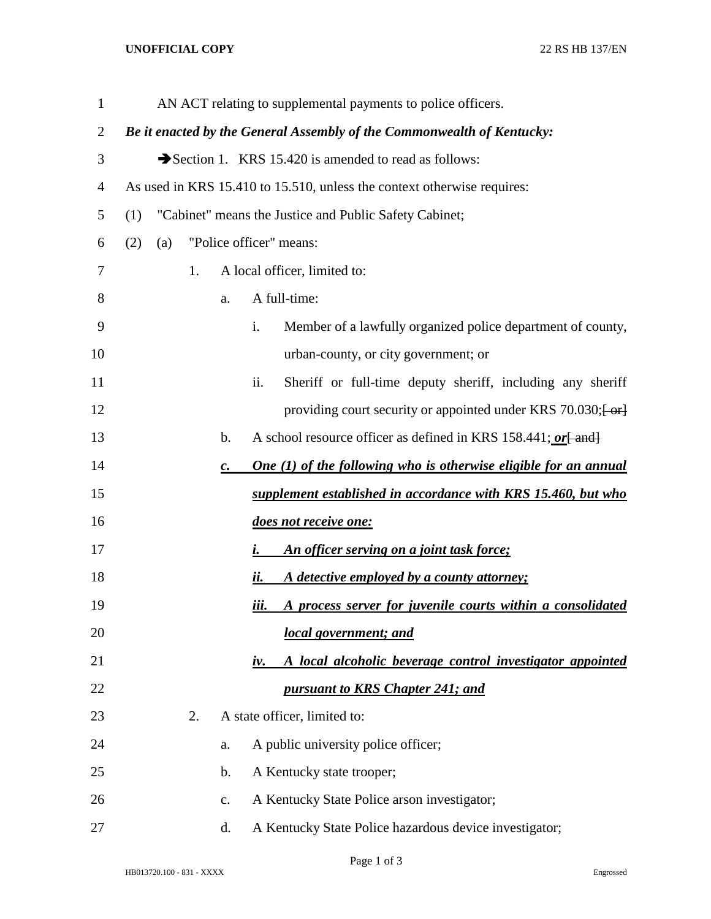AN ACT relating to supplemental payments to police officers.

***Be it enacted by the General Assembly of the Commonwealth of Kentucky:***

➔Section 1. KRS 15.420 is amended to read as follows:

As used in KRS 15.410 to 15.510, unless the context otherwise requires:

(1) "Cabinet" means the Justice and Public Safety Cabinet;

(2) (a) "Police officer" means:

1. A local officer, limited to:

a. A full-time:

i. Member of a lawfully organized police department of county, urban-county, or city government; or

ii. Sheriff or full-time deputy sheriff, including any sheriff providing court security or appointed under KRS 70.030;~~[ or]~~

b. A school resource officer as defined in KRS 158.441; ***or***~~[ and]~~

***c. One (1) of the following who is otherwise eligible for an annual supplement established in accordance with KRS 15.460, but who does not receive one:***

***i. An officer serving on a joint task force;***

***ii. A detective employed by a county attorney;***

***iii. A process server for juvenile courts within a consolidated local government; and***

***iv. A local alcoholic beverage control investigator appointed pursuant to KRS Chapter 241; and***

2. A state officer, limited to:

a. A public university police officer;

b. A Kentucky state trooper;

c. A Kentucky State Police arson investigator;

d. A Kentucky State Police hazardous device investigator;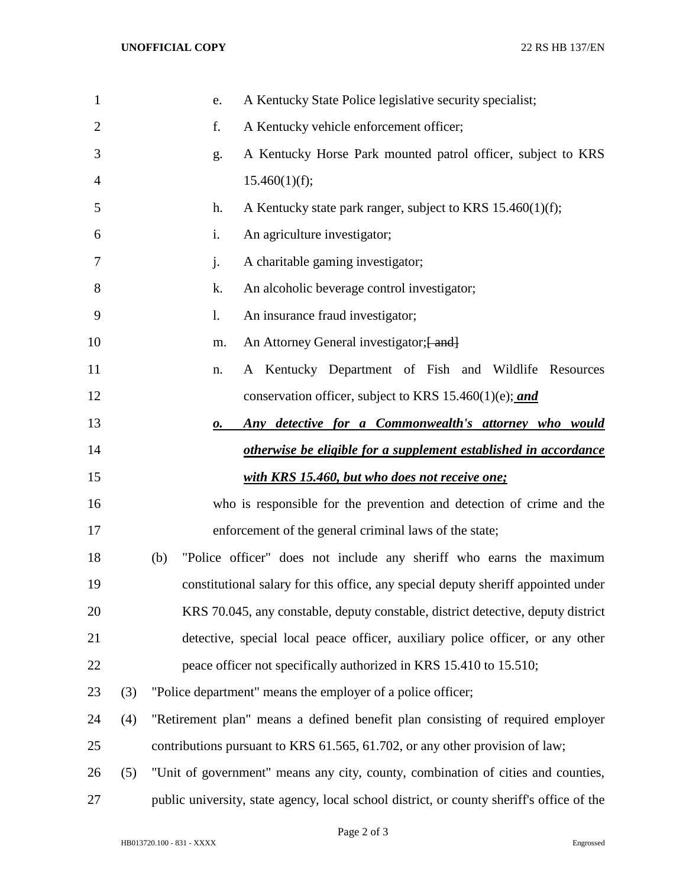e. A Kentucky State Police legislative security specialist;

f. A Kentucky vehicle enforcement officer;

g. A Kentucky Horse Park mounted patrol officer, subject to KRS 15.460(1)(f);

h. A Kentucky state park ranger, subject to KRS 15.460(1)(f);

i. An agriculture investigator;

j. A charitable gaming investigator;

k. An alcoholic beverage control investigator;

l. An insurance fraud investigator;

m. An Attorney General investigator;~~[ and]~~

n. A Kentucky Department of Fish and Wildlife Resources conservation officer, subject to KRS 15.460(1)(e); ***and***

***o. Any detective for a Commonwealth's attorney who would otherwise be eligible for a supplement established in accordance with KRS 15.460, but who does not receive one;***

who is responsible for the prevention and detection of crime and the enforcement of the general criminal laws of the state;

(b) "Police officer" does not include any sheriff who earns the maximum constitutional salary for this office, any special deputy sheriff appointed under KRS 70.045, any constable, deputy constable, district detective, deputy district detective, special local peace officer, auxiliary police officer, or any other peace officer not specifically authorized in KRS 15.410 to 15.510;

(3) "Police department" means the employer of a police officer;

(4) "Retirement plan" means a defined benefit plan consisting of required employer contributions pursuant to KRS 61.565, 61.702, or any other provision of law;

(5) "Unit of government" means any city, county, combination of cities and counties, public university, state agency, local school district, or county sheriff's office of the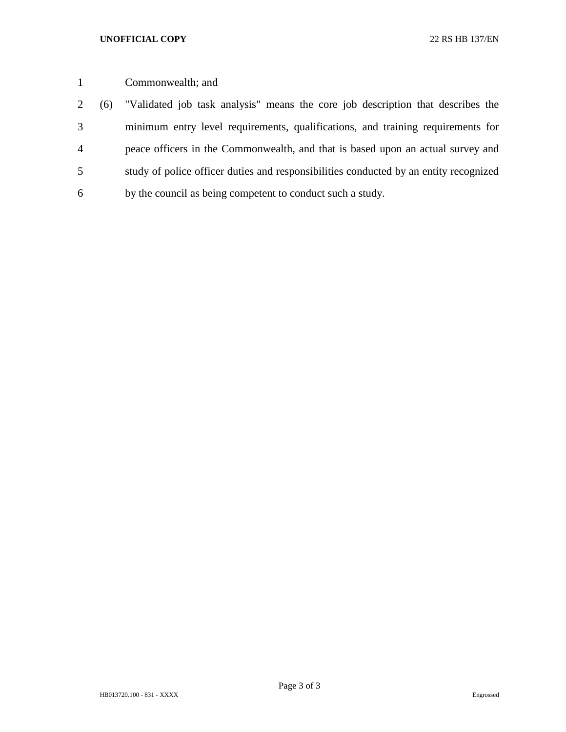Commonwealth; and

(6) "Validated job task analysis" means the core job description that describes the minimum entry level requirements, qualifications, and training requirements for peace officers in the Commonwealth, and that is based upon an actual survey and study of police officer duties and responsibilities conducted by an entity recognized by the council as being competent to conduct such a study.